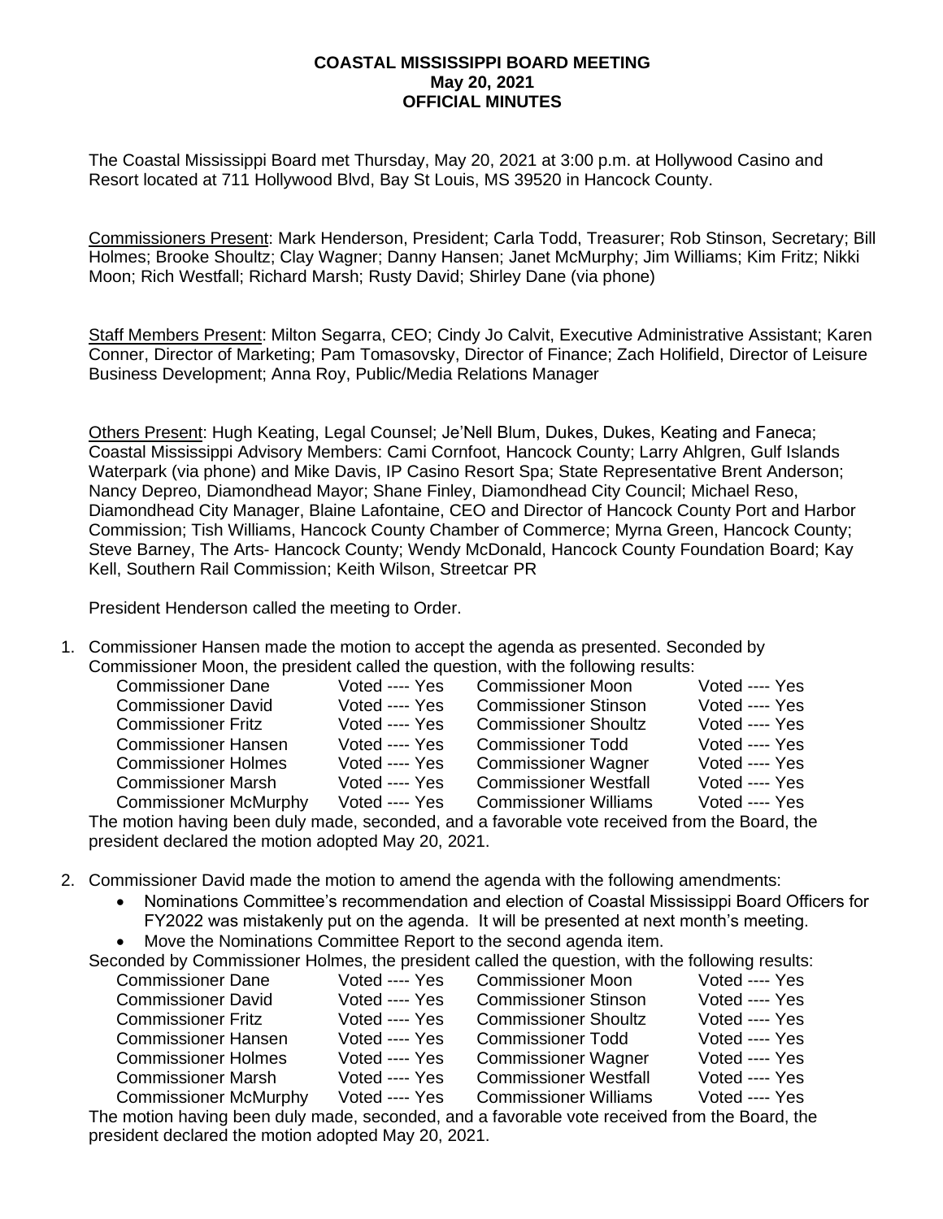# COASTAL MISSISSIPPI BOARD MEETING
## May 20, 2021
## OFFICIAL MINUTES

The Coastal Mississippi Board met Thursday, May 20, 2021 at 3:00 p.m. at Hollywood Casino and Resort located at 711 Hollywood Blvd, Bay St Louis, MS 39520 in Hancock County.

Commissioners Present: Mark Henderson, President; Carla Todd, Treasurer; Rob Stinson, Secretary; Bill Holmes; Brooke Shoultz; Clay Wagner; Danny Hansen; Janet McMurphy; Jim Williams; Kim Fritz; Nikki Moon; Rich Westfall; Richard Marsh; Rusty David; Shirley Dane (via phone)

Staff Members Present: Milton Segarra, CEO; Cindy Jo Calvit, Executive Administrative Assistant; Karen Conner, Director of Marketing; Pam Tomasovsky, Director of Finance; Zach Holifield, Director of Leisure Business Development; Anna Roy, Public/Media Relations Manager

Others Present: Hugh Keating, Legal Counsel; Je'Nell Blum, Dukes, Dukes, Keating and Faneca; Coastal Mississippi Advisory Members: Cami Cornfoot, Hancock County; Larry Ahlgren, Gulf Islands Waterpark (via phone) and Mike Davis, IP Casino Resort Spa; State Representative Brent Anderson; Nancy Depreo, Diamondhead Mayor; Shane Finley, Diamondhead City Council; Michael Reso, Diamondhead City Manager, Blaine Lafontaine, CEO and Director of Hancock County Port and Harbor Commission; Tish Williams, Hancock County Chamber of Commerce; Myrna Green, Hancock County; Steve Barney, The Arts- Hancock County; Wendy McDonald, Hancock County Foundation Board; Kay Kell, Southern Rail Commission; Keith Wilson, Streetcar PR

President Henderson called the meeting to Order.

1. Commissioner Hansen made the motion to accept the agenda as presented. Seconded by Commissioner Moon, the president called the question, with the following results:

| | | | |
|---|---|---|---|
| Commissioner Dane | Voted ---- Yes | Commissioner Moon | Voted ---- Yes |
| Commissioner David | Voted ---- Yes | Commissioner Stinson | Voted ---- Yes |
| Commissioner Fritz | Voted ---- Yes | Commissioner Shoultz | Voted ---- Yes |
| Commissioner Hansen | Voted ---- Yes | Commissioner Todd | Voted ---- Yes |
| Commissioner Holmes | Voted ---- Yes | Commissioner Wagner | Voted ---- Yes |
| Commissioner Marsh | Voted ---- Yes | Commissioner Westfall | Voted ---- Yes |
| Commissioner McMurphy | Voted ---- Yes | Commissioner Williams | Voted ---- Yes |

The motion having been duly made, seconded, and a favorable vote received from the Board, the president declared the motion adopted May 20, 2021.

2. Commissioner David made the motion to amend the agenda with the following amendments:
   - Nominations Committee's recommendation and election of Coastal Mississippi Board Officers for FY2022 was mistakenly put on the agenda. It will be presented at next month's meeting.
   - Move the Nominations Committee Report to the second agenda item.

   Seconded by Commissioner Holmes, the president called the question, with the following results:

| | | | |
|---|---|---|---|
| Commissioner Dane | Voted ---- Yes | Commissioner Moon | Voted ---- Yes |
| Commissioner David | Voted ---- Yes | Commissioner Stinson | Voted ---- Yes |
| Commissioner Fritz | Voted ---- Yes | Commissioner Shoultz | Voted ---- Yes |
| Commissioner Hansen | Voted ---- Yes | Commissioner Todd | Voted ---- Yes |
| Commissioner Holmes | Voted ---- Yes | Commissioner Wagner | Voted ---- Yes |
| Commissioner Marsh | Voted ---- Yes | Commissioner Westfall | Voted ---- Yes |
| Commissioner McMurphy | Voted ---- Yes | Commissioner Williams | Voted ---- Yes |

The motion having been duly made, seconded, and a favorable vote received from the Board, the president declared the motion adopted May 20, 2021.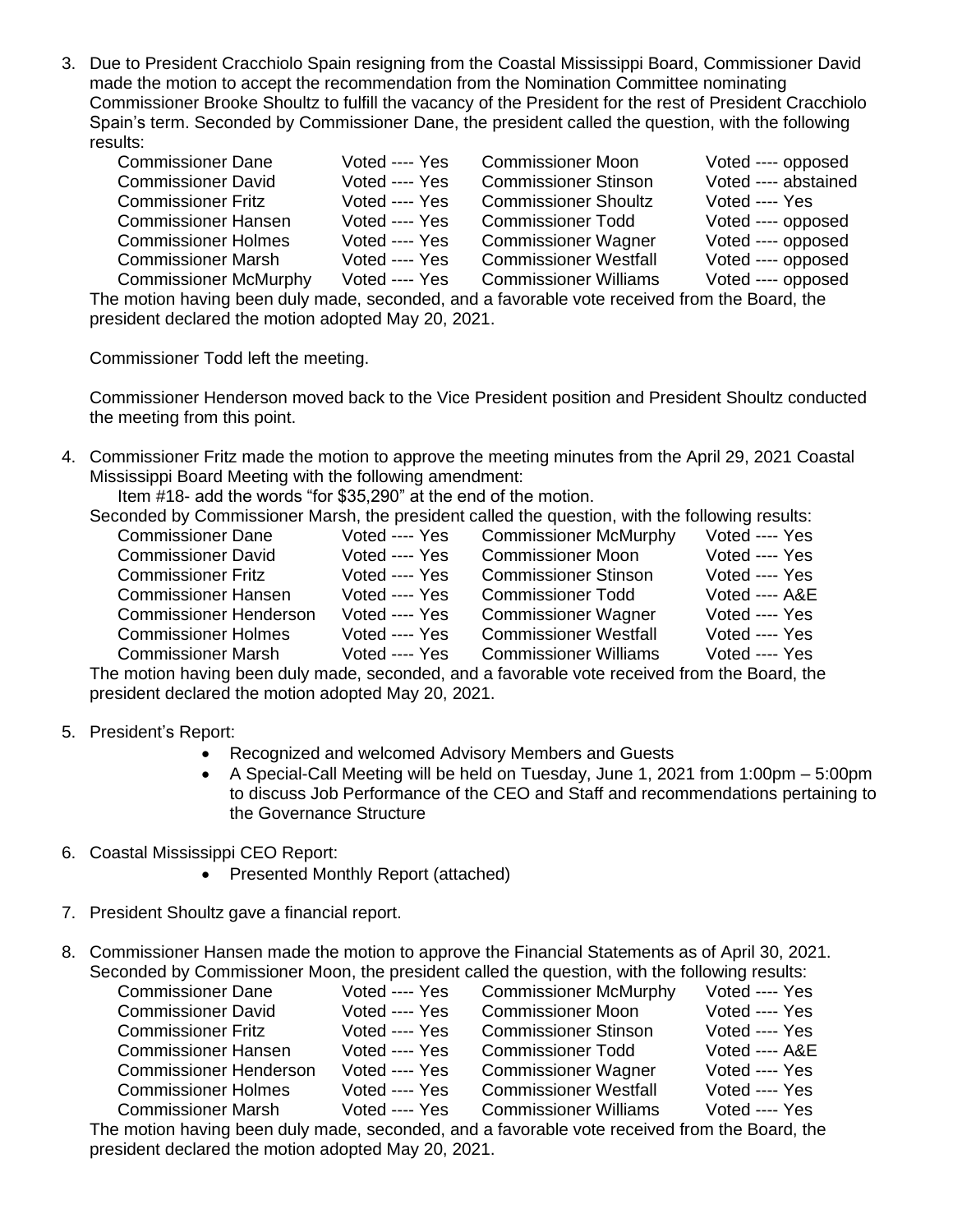3. Due to President Cracchiolo Spain resigning from the Coastal Mississippi Board, Commissioner David made the motion to accept the recommendation from the Nomination Committee nominating Commissioner Brooke Shoultz to fulfill the vacancy of the President for the rest of President Cracchiolo Spain's term. Seconded by Commissioner Dane, the president called the question, with the following results:

| | | | |
|---|---|---|---|
| Commissioner Dane | Voted ---- Yes | Commissioner Moon | Voted ---- opposed |
| Commissioner David | Voted ---- Yes | Commissioner Stinson | Voted ---- abstained |
| Commissioner Fritz | Voted ---- Yes | Commissioner Shoultz | Voted ---- Yes |
| Commissioner Hansen | Voted ---- Yes | Commissioner Todd | Voted ---- opposed |
| Commissioner Holmes | Voted ---- Yes | Commissioner Wagner | Voted ---- opposed |
| Commissioner Marsh | Voted ---- Yes | Commissioner Westfall | Voted ---- opposed |
| Commissioner McMurphy | Voted ---- Yes | Commissioner Williams | Voted ---- opposed |

The motion having been duly made, seconded, and a favorable vote received from the Board, the president declared the motion adopted May 20, 2021.

Commissioner Todd left the meeting.

Commissioner Henderson moved back to the Vice President position and President Shoultz conducted the meeting from this point.

4. Commissioner Fritz made the motion to approve the meeting minutes from the April 29, 2021 Coastal Mississippi Board Meeting with the following amendment:

   Item #18- add the words "for $35,290" at the end of the motion.

   Seconded by Commissioner Marsh, the president called the question, with the following results:

| | | | |
|---|---|---|---|
| Commissioner Dane | Voted ---- Yes | Commissioner McMurphy | Voted ---- Yes |
| Commissioner David | Voted ---- Yes | Commissioner Moon | Voted ---- Yes |
| Commissioner Fritz | Voted ---- Yes | Commissioner Stinson | Voted ---- Yes |
| Commissioner Hansen | Voted ---- Yes | Commissioner Todd | Voted ---- A&E |
| Commissioner Henderson | Voted ---- Yes | Commissioner Wagner | Voted ---- Yes |
| Commissioner Holmes | Voted ---- Yes | Commissioner Westfall | Voted ---- Yes |
| Commissioner Marsh | Voted ---- Yes | Commissioner Williams | Voted ---- Yes |

The motion having been duly made, seconded, and a favorable vote received from the Board, the president declared the motion adopted May 20, 2021.

5. President's Report:
   - Recognized and welcomed Advisory Members and Guests
   - A Special-Call Meeting will be held on Tuesday, June 1, 2021 from 1:00pm – 5:00pm to discuss Job Performance of the CEO and Staff and recommendations pertaining to the Governance Structure

6. Coastal Mississippi CEO Report:
   - Presented Monthly Report (attached)

7. President Shoultz gave a financial report.

8. Commissioner Hansen made the motion to approve the Financial Statements as of April 30, 2021. Seconded by Commissioner Moon, the president called the question, with the following results:

| | | | |
|---|---|---|---|
| Commissioner Dane | Voted ---- Yes | Commissioner McMurphy | Voted ---- Yes |
| Commissioner David | Voted ---- Yes | Commissioner Moon | Voted ---- Yes |
| Commissioner Fritz | Voted ---- Yes | Commissioner Stinson | Voted ---- Yes |
| Commissioner Hansen | Voted ---- Yes | Commissioner Todd | Voted ---- A&E |
| Commissioner Henderson | Voted ---- Yes | Commissioner Wagner | Voted ---- Yes |
| Commissioner Holmes | Voted ---- Yes | Commissioner Westfall | Voted ---- Yes |
| Commissioner Marsh | Voted ---- Yes | Commissioner Williams | Voted ---- Yes |

The motion having been duly made, seconded, and a favorable vote received from the Board, the president declared the motion adopted May 20, 2021.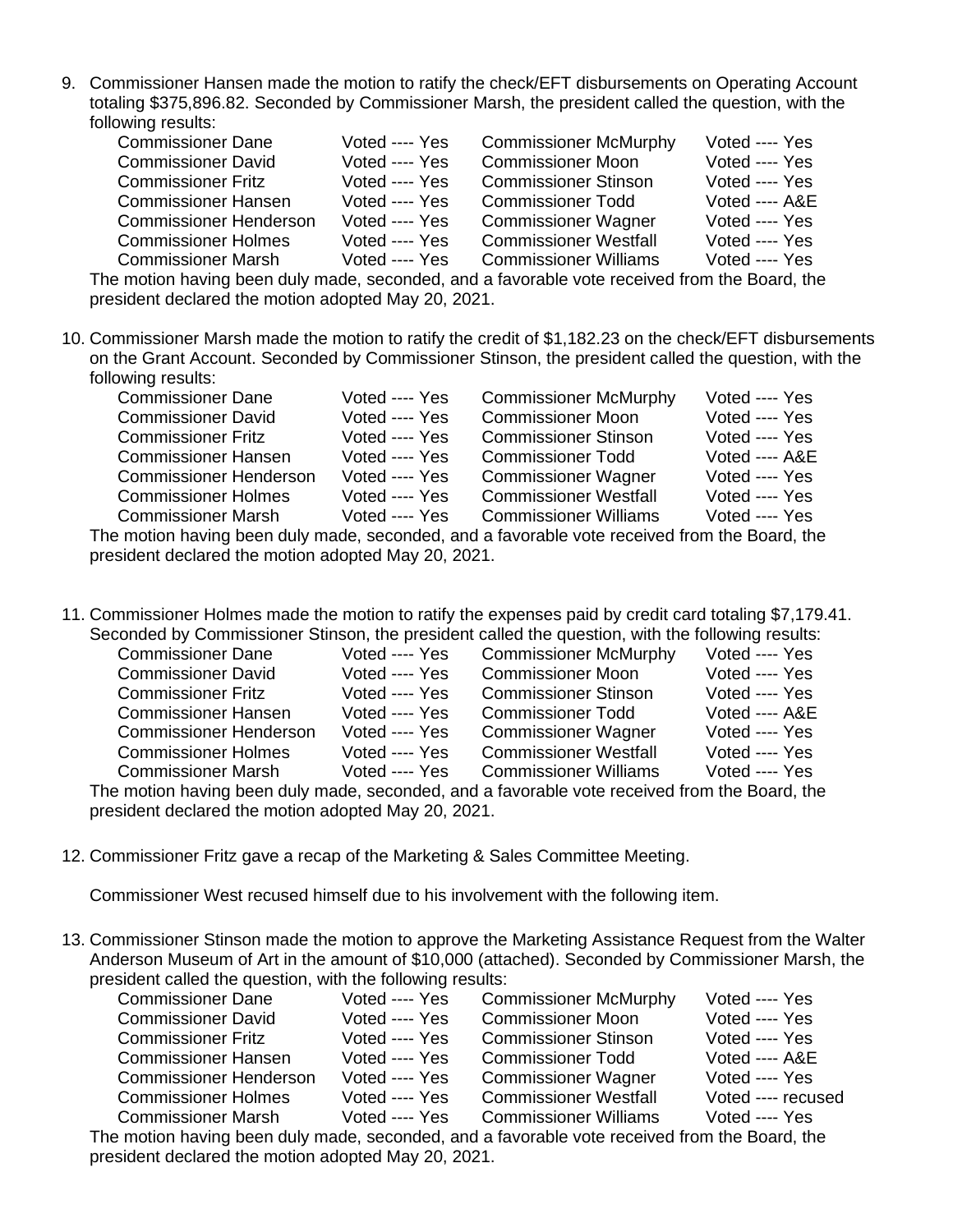9. Commissioner Hansen made the motion to ratify the check/EFT disbursements on Operating Account totaling $375,896.82. Seconded by Commissioner Marsh, the president called the question, with the following results:

| | | | |
|---|---|---|---|
| Commissioner Dane | Voted ---- Yes | Commissioner McMurphy | Voted ---- Yes |
| Commissioner David | Voted ---- Yes | Commissioner Moon | Voted ---- Yes |
| Commissioner Fritz | Voted ---- Yes | Commissioner Stinson | Voted ---- Yes |
| Commissioner Hansen | Voted ---- Yes | Commissioner Todd | Voted ---- A&E |
| Commissioner Henderson | Voted ---- Yes | Commissioner Wagner | Voted ---- Yes |
| Commissioner Holmes | Voted ---- Yes | Commissioner Westfall | Voted ---- Yes |
| Commissioner Marsh | Voted ---- Yes | Commissioner Williams | Voted ---- Yes |

The motion having been duly made, seconded, and a favorable vote received from the Board, the president declared the motion adopted May 20, 2021.

10. Commissioner Marsh made the motion to ratify the credit of $1,182.23 on the check/EFT disbursements on the Grant Account. Seconded by Commissioner Stinson, the president called the question, with the following results:

| | | | |
|---|---|---|---|
| Commissioner Dane | Voted ---- Yes | Commissioner McMurphy | Voted ---- Yes |
| Commissioner David | Voted ---- Yes | Commissioner Moon | Voted ---- Yes |
| Commissioner Fritz | Voted ---- Yes | Commissioner Stinson | Voted ---- Yes |
| Commissioner Hansen | Voted ---- Yes | Commissioner Todd | Voted ---- A&E |
| Commissioner Henderson | Voted ---- Yes | Commissioner Wagner | Voted ---- Yes |
| Commissioner Holmes | Voted ---- Yes | Commissioner Westfall | Voted ---- Yes |
| Commissioner Marsh | Voted ---- Yes | Commissioner Williams | Voted ---- Yes |

The motion having been duly made, seconded, and a favorable vote received from the Board, the president declared the motion adopted May 20, 2021.

11. Commissioner Holmes made the motion to ratify the expenses paid by credit card totaling $7,179.41. Seconded by Commissioner Stinson, the president called the question, with the following results:

| | | | |
|---|---|---|---|
| Commissioner Dane | Voted ---- Yes | Commissioner McMurphy | Voted ---- Yes |
| Commissioner David | Voted ---- Yes | Commissioner Moon | Voted ---- Yes |
| Commissioner Fritz | Voted ---- Yes | Commissioner Stinson | Voted ---- Yes |
| Commissioner Hansen | Voted ---- Yes | Commissioner Todd | Voted ---- A&E |
| Commissioner Henderson | Voted ---- Yes | Commissioner Wagner | Voted ---- Yes |
| Commissioner Holmes | Voted ---- Yes | Commissioner Westfall | Voted ---- Yes |
| Commissioner Marsh | Voted ---- Yes | Commissioner Williams | Voted ---- Yes |

The motion having been duly made, seconded, and a favorable vote received from the Board, the president declared the motion adopted May 20, 2021.

12. Commissioner Fritz gave a recap of the Marketing & Sales Committee Meeting.

Commissioner West recused himself due to his involvement with the following item.

13. Commissioner Stinson made the motion to approve the Marketing Assistance Request from the Walter Anderson Museum of Art in the amount of $10,000 (attached). Seconded by Commissioner Marsh, the president called the question, with the following results:

| | | | |
|---|---|---|---|
| Commissioner Dane | Voted ---- Yes | Commissioner McMurphy | Voted ---- Yes |
| Commissioner David | Voted ---- Yes | Commissioner Moon | Voted ---- Yes |
| Commissioner Fritz | Voted ---- Yes | Commissioner Stinson | Voted ---- Yes |
| Commissioner Hansen | Voted ---- Yes | Commissioner Todd | Voted ---- A&E |
| Commissioner Henderson | Voted ---- Yes | Commissioner Wagner | Voted ---- Yes |
| Commissioner Holmes | Voted ---- Yes | Commissioner Westfall | Voted ---- recused |
| Commissioner Marsh | Voted ---- Yes | Commissioner Williams | Voted ---- Yes |

The motion having been duly made, seconded, and a favorable vote received from the Board, the president declared the motion adopted May 20, 2021.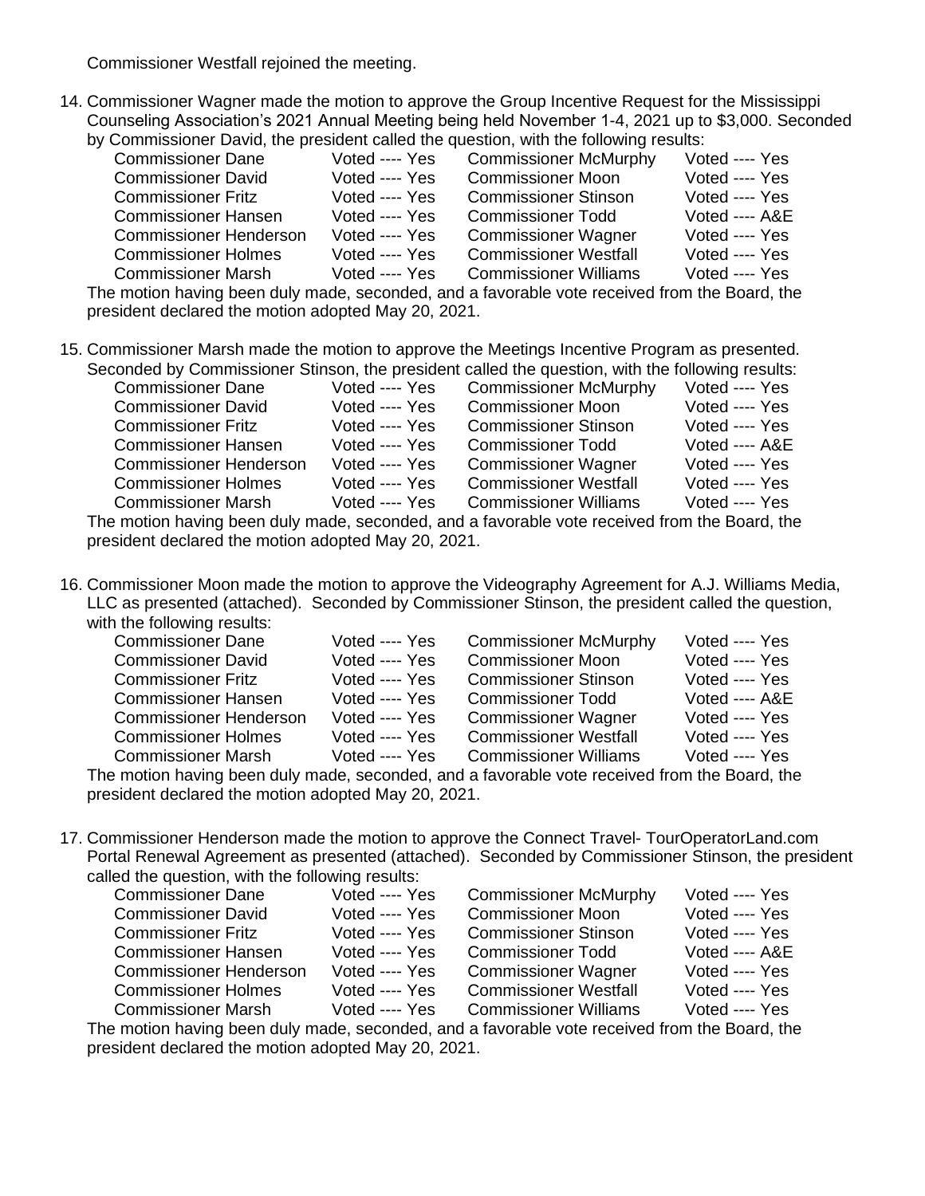Commissioner Westfall rejoined the meeting.

14. Commissioner Wagner made the motion to approve the Group Incentive Request for the Mississippi Counseling Association's 2021 Annual Meeting being held November 1-4, 2021 up to $3,000. Seconded by Commissioner David, the president called the question, with the following results:

| | | | |
|---|---|---|---|
| Commissioner Dane | Voted ---- Yes | Commissioner McMurphy | Voted ---- Yes |
| Commissioner David | Voted ---- Yes | Commissioner Moon | Voted ---- Yes |
| Commissioner Fritz | Voted ---- Yes | Commissioner Stinson | Voted ---- Yes |
| Commissioner Hansen | Voted ---- Yes | Commissioner Todd | Voted ---- A&E |
| Commissioner Henderson | Voted ---- Yes | Commissioner Wagner | Voted ---- Yes |
| Commissioner Holmes | Voted ---- Yes | Commissioner Westfall | Voted ---- Yes |
| Commissioner Marsh | Voted ---- Yes | Commissioner Williams | Voted ---- Yes |

The motion having been duly made, seconded, and a favorable vote received from the Board, the president declared the motion adopted May 20, 2021.

15. Commissioner Marsh made the motion to approve the Meetings Incentive Program as presented. Seconded by Commissioner Stinson, the president called the question, with the following results:

| | | | |
|---|---|---|---|
| Commissioner Dane | Voted ---- Yes | Commissioner McMurphy | Voted ---- Yes |
| Commissioner David | Voted ---- Yes | Commissioner Moon | Voted ---- Yes |
| Commissioner Fritz | Voted ---- Yes | Commissioner Stinson | Voted ---- Yes |
| Commissioner Hansen | Voted ---- Yes | Commissioner Todd | Voted ---- A&E |
| Commissioner Henderson | Voted ---- Yes | Commissioner Wagner | Voted ---- Yes |
| Commissioner Holmes | Voted ---- Yes | Commissioner Westfall | Voted ---- Yes |
| Commissioner Marsh | Voted ---- Yes | Commissioner Williams | Voted ---- Yes |

The motion having been duly made, seconded, and a favorable vote received from the Board, the president declared the motion adopted May 20, 2021.

16. Commissioner Moon made the motion to approve the Videography Agreement for A.J. Williams Media, LLC as presented (attached). Seconded by Commissioner Stinson, the president called the question, with the following results:

| | | | |
|---|---|---|---|
| Commissioner Dane | Voted ---- Yes | Commissioner McMurphy | Voted ---- Yes |
| Commissioner David | Voted ---- Yes | Commissioner Moon | Voted ---- Yes |
| Commissioner Fritz | Voted ---- Yes | Commissioner Stinson | Voted ---- Yes |
| Commissioner Hansen | Voted ---- Yes | Commissioner Todd | Voted ---- A&E |
| Commissioner Henderson | Voted ---- Yes | Commissioner Wagner | Voted ---- Yes |
| Commissioner Holmes | Voted ---- Yes | Commissioner Westfall | Voted ---- Yes |
| Commissioner Marsh | Voted ---- Yes | Commissioner Williams | Voted ---- Yes |

The motion having been duly made, seconded, and a favorable vote received from the Board, the president declared the motion adopted May 20, 2021.

17. Commissioner Henderson made the motion to approve the Connect Travel- TourOperatorLand.com Portal Renewal Agreement as presented (attached). Seconded by Commissioner Stinson, the president called the question, with the following results:

| | | | |
|---|---|---|---|
| Commissioner Dane | Voted ---- Yes | Commissioner McMurphy | Voted ---- Yes |
| Commissioner David | Voted ---- Yes | Commissioner Moon | Voted ---- Yes |
| Commissioner Fritz | Voted ---- Yes | Commissioner Stinson | Voted ---- Yes |
| Commissioner Hansen | Voted ---- Yes | Commissioner Todd | Voted ---- A&E |
| Commissioner Henderson | Voted ---- Yes | Commissioner Wagner | Voted ---- Yes |
| Commissioner Holmes | Voted ---- Yes | Commissioner Westfall | Voted ---- Yes |
| Commissioner Marsh | Voted ---- Yes | Commissioner Williams | Voted ---- Yes |

The motion having been duly made, seconded, and a favorable vote received from the Board, the president declared the motion adopted May 20, 2021.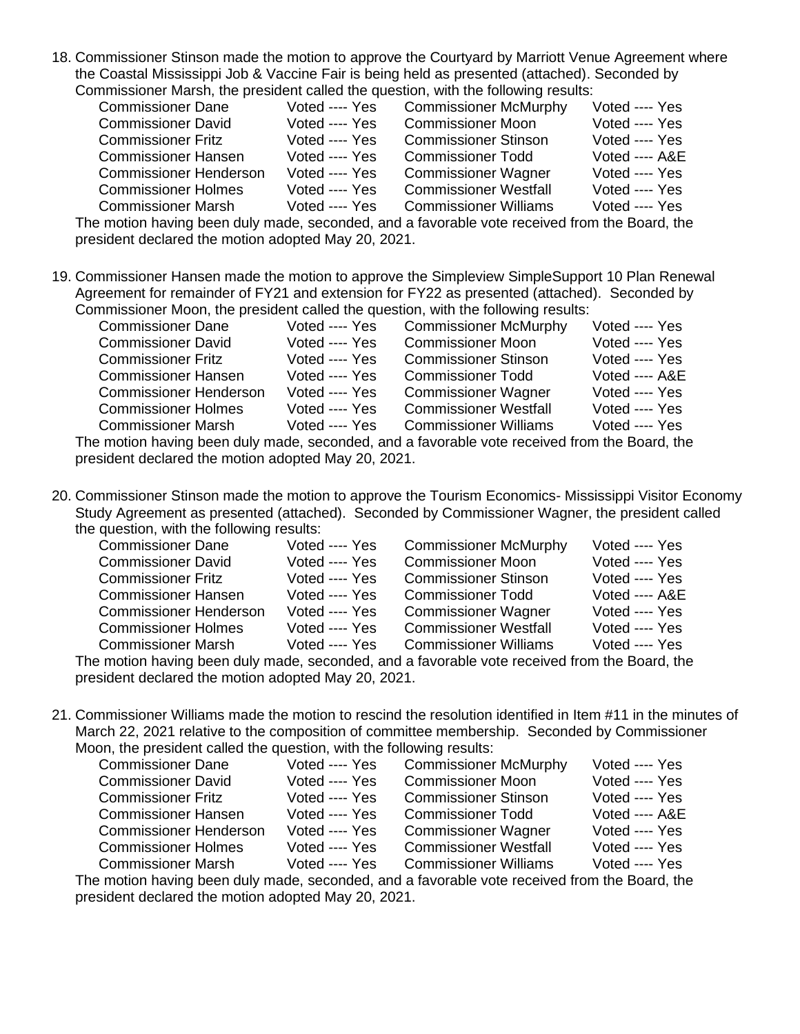18. Commissioner Stinson made the motion to approve the Courtyard by Marriott Venue Agreement where the Coastal Mississippi Job & Vaccine Fair is being held as presented (attached). Seconded by Commissioner Marsh, the president called the question, with the following results:

| | | | |
|---|---|---|---|
| Commissioner Dane | Voted ---- Yes | Commissioner McMurphy | Voted ---- Yes |
| Commissioner David | Voted ---- Yes | Commissioner Moon | Voted ---- Yes |
| Commissioner Fritz | Voted ---- Yes | Commissioner Stinson | Voted ---- Yes |
| Commissioner Hansen | Voted ---- Yes | Commissioner Todd | Voted ---- A&E |
| Commissioner Henderson | Voted ---- Yes | Commissioner Wagner | Voted ---- Yes |
| Commissioner Holmes | Voted ---- Yes | Commissioner Westfall | Voted ---- Yes |
| Commissioner Marsh | Voted ---- Yes | Commissioner Williams | Voted ---- Yes |

The motion having been duly made, seconded, and a favorable vote received from the Board, the president declared the motion adopted May 20, 2021.

19. Commissioner Hansen made the motion to approve the Simpleview SimpleSupport 10 Plan Renewal Agreement for remainder of FY21 and extension for FY22 as presented (attached). Seconded by Commissioner Moon, the president called the question, with the following results:

| | | | |
|---|---|---|---|
| Commissioner Dane | Voted ---- Yes | Commissioner McMurphy | Voted ---- Yes |
| Commissioner David | Voted ---- Yes | Commissioner Moon | Voted ---- Yes |
| Commissioner Fritz | Voted ---- Yes | Commissioner Stinson | Voted ---- Yes |
| Commissioner Hansen | Voted ---- Yes | Commissioner Todd | Voted ---- A&E |
| Commissioner Henderson | Voted ---- Yes | Commissioner Wagner | Voted ---- Yes |
| Commissioner Holmes | Voted ---- Yes | Commissioner Westfall | Voted ---- Yes |
| Commissioner Marsh | Voted ---- Yes | Commissioner Williams | Voted ---- Yes |

The motion having been duly made, seconded, and a favorable vote received from the Board, the president declared the motion adopted May 20, 2021.

20. Commissioner Stinson made the motion to approve the Tourism Economics- Mississippi Visitor Economy Study Agreement as presented (attached). Seconded by Commissioner Wagner, the president called the question, with the following results:

| | | | |
|---|---|---|---|
| Commissioner Dane | Voted ---- Yes | Commissioner McMurphy | Voted ---- Yes |
| Commissioner David | Voted ---- Yes | Commissioner Moon | Voted ---- Yes |
| Commissioner Fritz | Voted ---- Yes | Commissioner Stinson | Voted ---- Yes |
| Commissioner Hansen | Voted ---- Yes | Commissioner Todd | Voted ---- A&E |
| Commissioner Henderson | Voted ---- Yes | Commissioner Wagner | Voted ---- Yes |
| Commissioner Holmes | Voted ---- Yes | Commissioner Westfall | Voted ---- Yes |
| Commissioner Marsh | Voted ---- Yes | Commissioner Williams | Voted ---- Yes |

The motion having been duly made, seconded, and a favorable vote received from the Board, the president declared the motion adopted May 20, 2021.

21. Commissioner Williams made the motion to rescind the resolution identified in Item #11 in the minutes of March 22, 2021 relative to the composition of committee membership. Seconded by Commissioner Moon, the president called the question, with the following results:

| | | | |
|---|---|---|---|
| Commissioner Dane | Voted ---- Yes | Commissioner McMurphy | Voted ---- Yes |
| Commissioner David | Voted ---- Yes | Commissioner Moon | Voted ---- Yes |
| Commissioner Fritz | Voted ---- Yes | Commissioner Stinson | Voted ---- Yes |
| Commissioner Hansen | Voted ---- Yes | Commissioner Todd | Voted ---- A&E |
| Commissioner Henderson | Voted ---- Yes | Commissioner Wagner | Voted ---- Yes |
| Commissioner Holmes | Voted ---- Yes | Commissioner Westfall | Voted ---- Yes |
| Commissioner Marsh | Voted ---- Yes | Commissioner Williams | Voted ---- Yes |

The motion having been duly made, seconded, and a favorable vote received from the Board, the president declared the motion adopted May 20, 2021.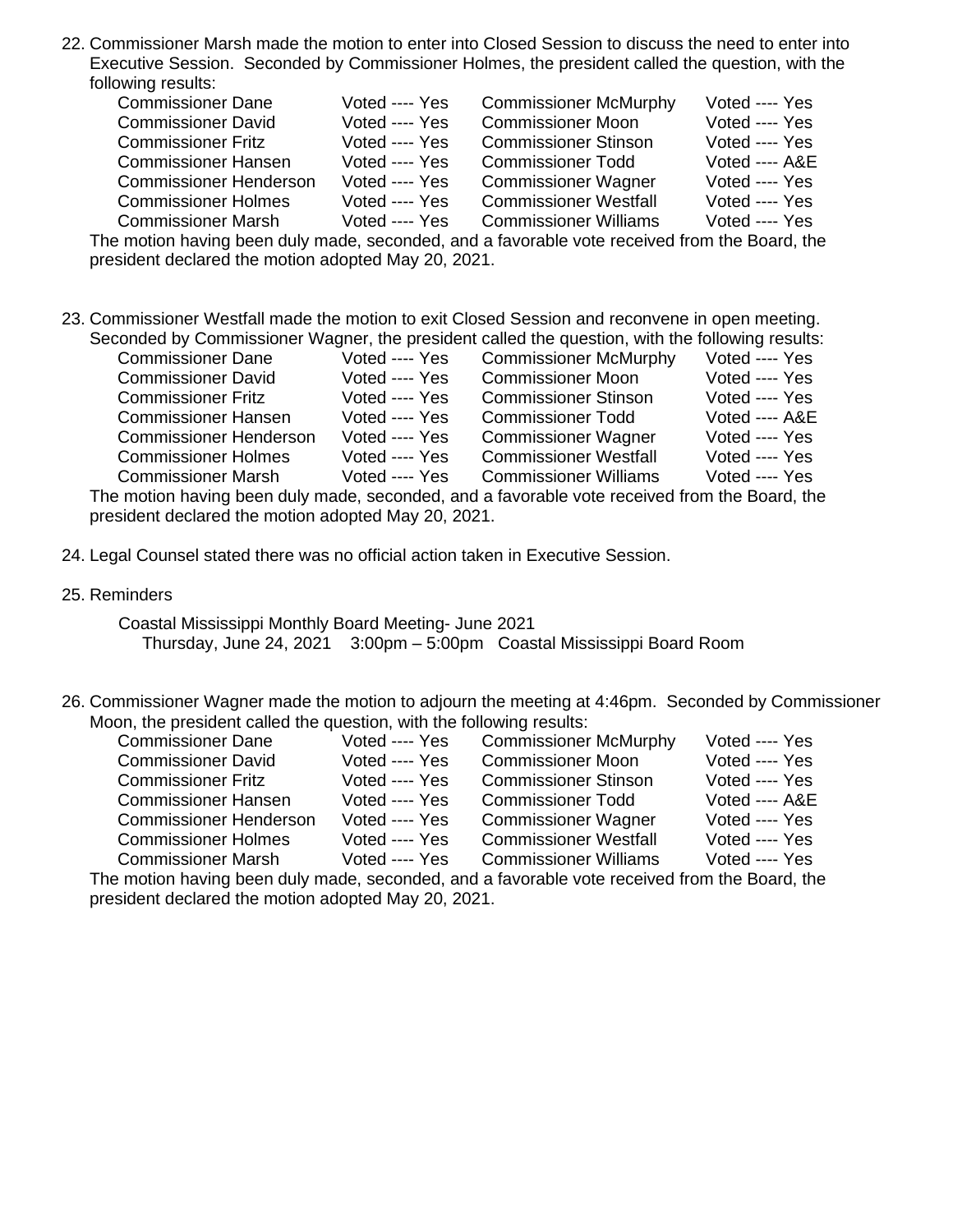22. Commissioner Marsh made the motion to enter into Closed Session to discuss the need to enter into Executive Session. Seconded by Commissioner Holmes, the president called the question, with the following results:

| | | | |
|---|---|---|---|
| Commissioner Dane | Voted ---- Yes | Commissioner McMurphy | Voted ---- Yes |
| Commissioner David | Voted ---- Yes | Commissioner Moon | Voted ---- Yes |
| Commissioner Fritz | Voted ---- Yes | Commissioner Stinson | Voted ---- Yes |
| Commissioner Hansen | Voted ---- Yes | Commissioner Todd | Voted ---- A&E |
| Commissioner Henderson | Voted ---- Yes | Commissioner Wagner | Voted ---- Yes |
| Commissioner Holmes | Voted ---- Yes | Commissioner Westfall | Voted ---- Yes |
| Commissioner Marsh | Voted ---- Yes | Commissioner Williams | Voted ---- Yes |

The motion having been duly made, seconded, and a favorable vote received from the Board, the president declared the motion adopted May 20, 2021.

23. Commissioner Westfall made the motion to exit Closed Session and reconvene in open meeting. Seconded by Commissioner Wagner, the president called the question, with the following results:

| | | | |
|---|---|---|---|
| Commissioner Dane | Voted ---- Yes | Commissioner McMurphy | Voted ---- Yes |
| Commissioner David | Voted ---- Yes | Commissioner Moon | Voted ---- Yes |
| Commissioner Fritz | Voted ---- Yes | Commissioner Stinson | Voted ---- Yes |
| Commissioner Hansen | Voted ---- Yes | Commissioner Todd | Voted ---- A&E |
| Commissioner Henderson | Voted ---- Yes | Commissioner Wagner | Voted ---- Yes |
| Commissioner Holmes | Voted ---- Yes | Commissioner Westfall | Voted ---- Yes |
| Commissioner Marsh | Voted ---- Yes | Commissioner Williams | Voted ---- Yes |

The motion having been duly made, seconded, and a favorable vote received from the Board, the president declared the motion adopted May 20, 2021.

24. Legal Counsel stated there was no official action taken in Executive Session.

25. Reminders

    Coastal Mississippi Monthly Board Meeting- June 2021
    Thursday, June 24, 2021 3:00pm – 5:00pm Coastal Mississippi Board Room

26. Commissioner Wagner made the motion to adjourn the meeting at 4:46pm. Seconded by Commissioner Moon, the president called the question, with the following results:

| | | | |
|---|---|---|---|
| Commissioner Dane | Voted ---- Yes | Commissioner McMurphy | Voted ---- Yes |
| Commissioner David | Voted ---- Yes | Commissioner Moon | Voted ---- Yes |
| Commissioner Fritz | Voted ---- Yes | Commissioner Stinson | Voted ---- Yes |
| Commissioner Hansen | Voted ---- Yes | Commissioner Todd | Voted ---- A&E |
| Commissioner Henderson | Voted ---- Yes | Commissioner Wagner | Voted ---- Yes |
| Commissioner Holmes | Voted ---- Yes | Commissioner Westfall | Voted ---- Yes |
| Commissioner Marsh | Voted ---- Yes | Commissioner Williams | Voted ---- Yes |

The motion having been duly made, seconded, and a favorable vote received from the Board, the president declared the motion adopted May 20, 2021.